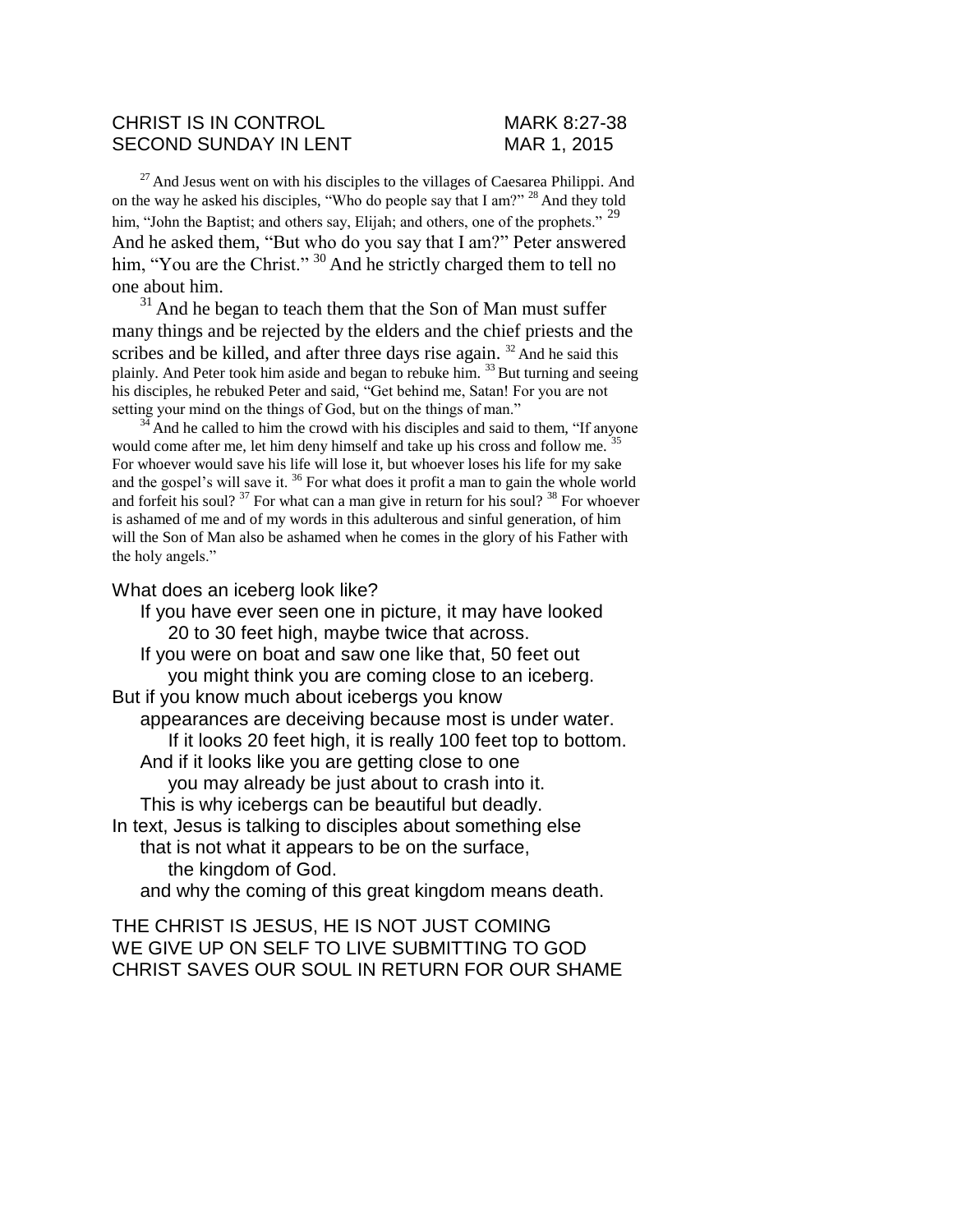CHRIST IS IN CONTROL MARK 8:27-38
SECOND SUNDAY IN LENT MAR 1, 2015

[27] And Jesus went on with his disciples to the villages of Caesarea Philippi. And on the way he asked his disciples, "Who do people say that I am?" [28] And they told him, "John the Baptist; and others say, Elijah; and others, one of the prophets." [29] And he asked them, "But who do you say that I am?" Peter answered him, "You are the Christ." [30] And he strictly charged them to tell no one about him.

[31] And he began to teach them that the Son of Man must suffer many things and be rejected by the elders and the chief priests and the scribes and be killed, and after three days rise again. [32] And he said this plainly. And Peter took him aside and began to rebuke him. [33] But turning and seeing his disciples, he rebuked Peter and said, "Get behind me, Satan! For you are not setting your mind on the things of God, but on the things of man."

[34] And he called to him the crowd with his disciples and said to them, "If anyone would come after me, let him deny himself and take up his cross and follow me. [35] For whoever would save his life will lose it, but whoever loses his life for my sake and the gospel's will save it. [36] For what does it profit a man to gain the whole world and forfeit his soul? [37] For what can a man give in return for his soul? [38] For whoever is ashamed of me and of my words in this adulterous and sinful generation, of him will the Son of Man also be ashamed when he comes in the glory of his Father with the holy angels."

What does an iceberg look like?
If you have ever seen one in picture, it may have looked
20 to 30 feet high, maybe twice that across.
If you were on boat and saw one like that, 50 feet out
you might think you are coming close to an iceberg.
But if you know much about icebergs you know
appearances are deceiving because most is under water.
If it looks 20 feet high, it is really 100 feet top to bottom.
And if it looks like you are getting close to one
you may already be just about to crash into it.
This is why icebergs can be beautiful but deadly.
In text, Jesus is talking to disciples about something else
that is not what it appears to be on the surface,
the kingdom of God.
and why the coming of this great kingdom means death.

THE CHRIST IS JESUS, HE IS NOT JUST COMING
WE GIVE UP ON SELF TO LIVE SUBMITTING TO GOD
CHRIST SAVES OUR SOUL IN RETURN FOR OUR SHAME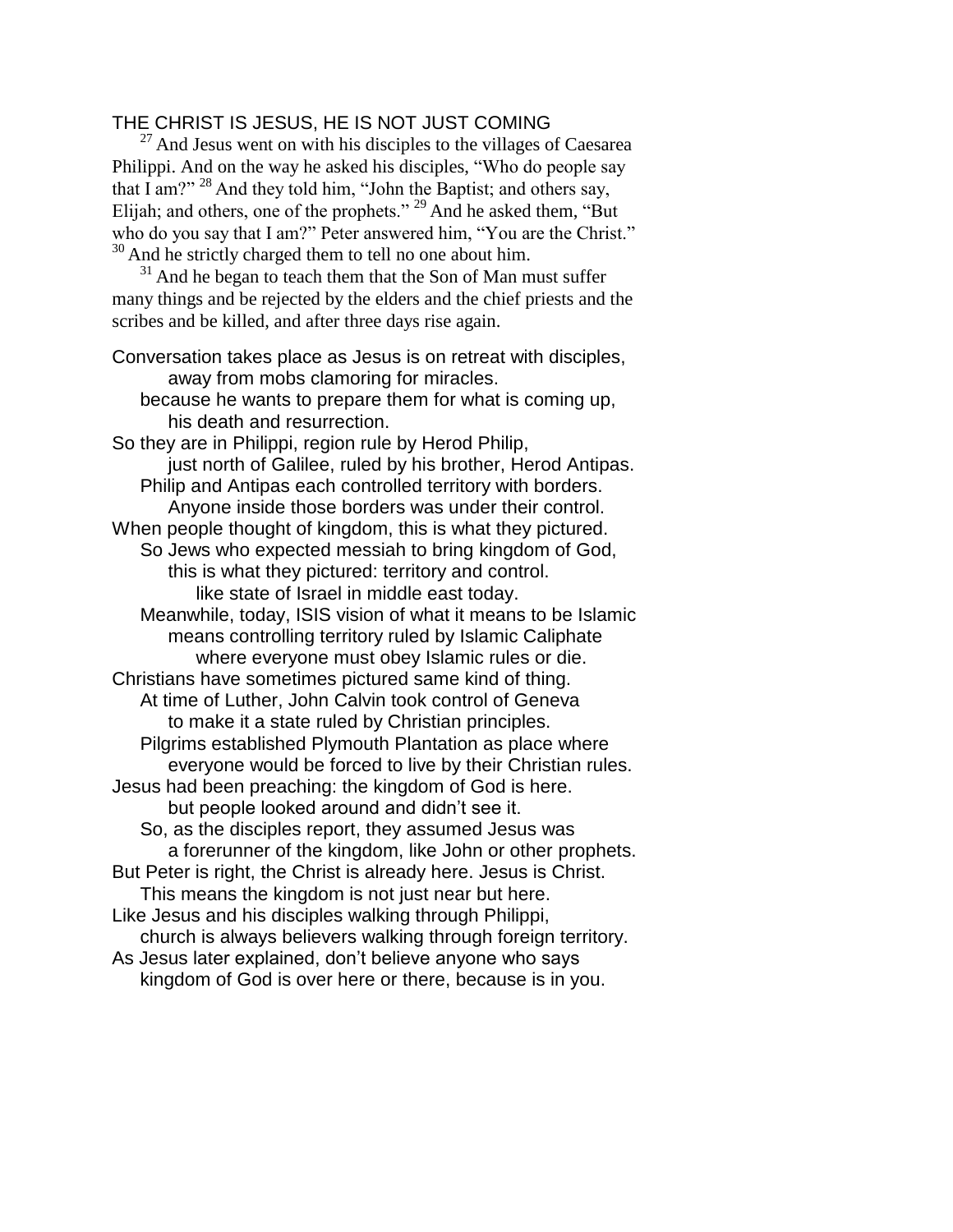## THE CHRIST IS JESUS, HE IS NOT JUST COMING

[27] And Jesus went on with his disciples to the villages of Caesarea Philippi. And on the way he asked his disciples, "Who do people say that I am?" [28] And they told him, "John the Baptist; and others say, Elijah; and others, one of the prophets." [29] And he asked them, "But who do you say that I am?" Peter answered him, "You are the Christ." [30] And he strictly charged them to tell no one about him.

[31] And he began to teach them that the Son of Man must suffer many things and be rejected by the elders and the chief priests and the scribes and be killed, and after three days rise again.

Conversation takes place as Jesus is on retreat with disciples,
away from mobs clamoring for miracles.
because he wants to prepare them for what is coming up,
his death and resurrection.
So they are in Philippi, region rule by Herod Philip,
just north of Galilee, ruled by his brother, Herod Antipas.
Philip and Antipas each controlled territory with borders.
Anyone inside those borders was under their control.
When people thought of kingdom, this is what they pictured.
So Jews who expected messiah to bring kingdom of God,
this is what they pictured: territory and control.
like state of Israel in middle east today.
Meanwhile, today, ISIS vision of what it means to be Islamic
means controlling territory ruled by Islamic Caliphate
where everyone must obey Islamic rules or die.
Christians have sometimes pictured same kind of thing.
At time of Luther, John Calvin took control of Geneva
to make it a state ruled by Christian principles.
Pilgrims established Plymouth Plantation as place where
everyone would be forced to live by their Christian rules.
Jesus had been preaching: the kingdom of God is here.
but people looked around and didn't see it.
So, as the disciples report, they assumed Jesus was
a forerunner of the kingdom, like John or other prophets.
But Peter is right, the Christ is already here. Jesus is Christ.
This means the kingdom is not just near but here.
Like Jesus and his disciples walking through Philippi,
church is always believers walking through foreign territory.
As Jesus later explained, don't believe anyone who says
kingdom of God is over here or there, because is in you.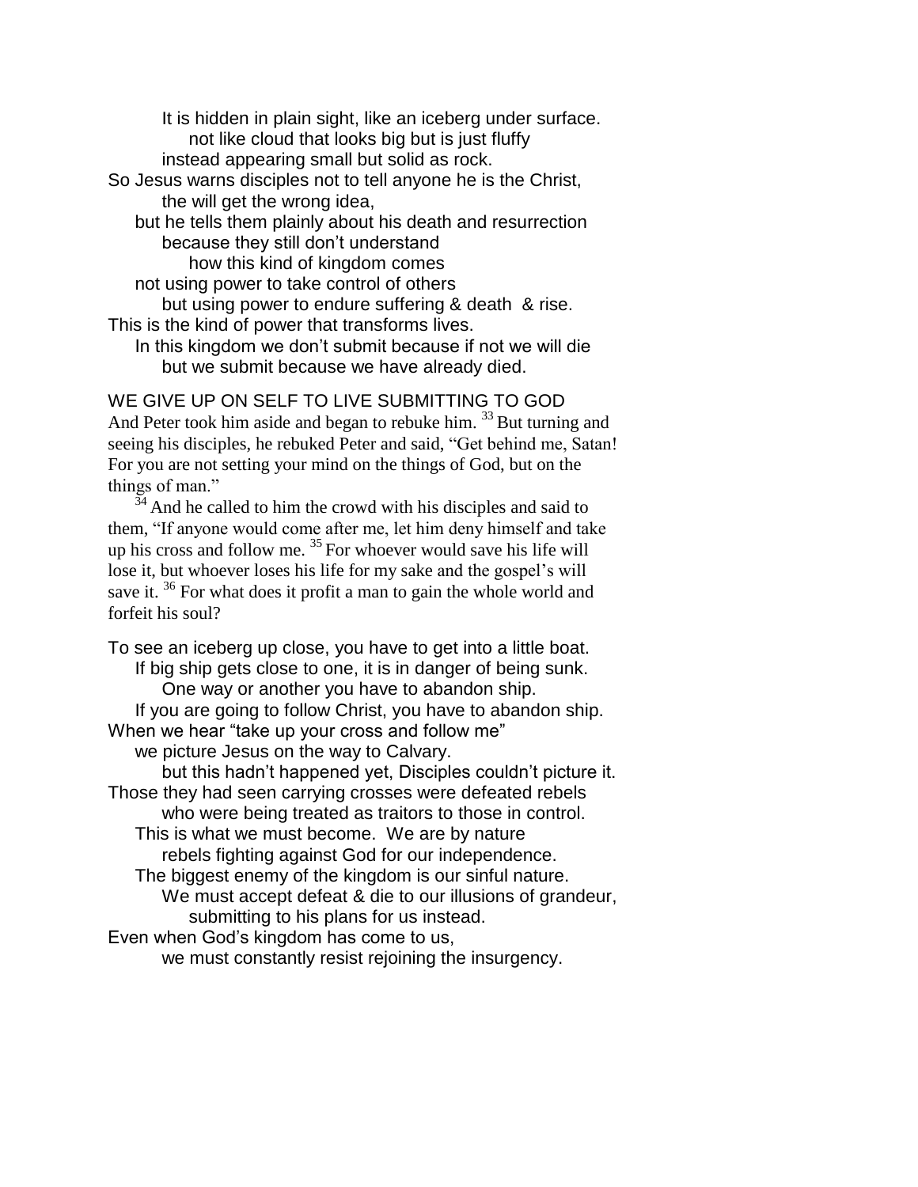It is hidden in plain sight, like an iceberg under surface.
not like cloud that looks big but is just fluffy
instead appearing small but solid as rock.
So Jesus warns disciples not to tell anyone he is the Christ,
the will get the wrong idea,
but he tells them plainly about his death and resurrection
because they still don't understand
how this kind of kingdom comes
not using power to take control of others
but using power to endure suffering & death & rise.
This is the kind of power that transforms lives.
In this kingdom we don't submit because if not we will die
but we submit because we have already died.

WE GIVE UP ON SELF TO LIVE SUBMITTING TO GOD

And Peter took him aside and began to rebuke him. [33] But turning and seeing his disciples, he rebuked Peter and said, "Get behind me, Satan! For you are not setting your mind on the things of God, but on the things of man."

[34] And he called to him the crowd with his disciples and said to them, "If anyone would come after me, let him deny himself and take up his cross and follow me. [35] For whoever would save his life will lose it, but whoever loses his life for my sake and the gospel's will save it. [36] For what does it profit a man to gain the whole world and forfeit his soul?

To see an iceberg up close, you have to get into a little boat.
If big ship gets close to one, it is in danger of being sunk.
One way or another you have to abandon ship.
If you are going to follow Christ, you have to abandon ship.
When we hear "take up your cross and follow me"
we picture Jesus on the way to Calvary.
but this hadn't happened yet, Disciples couldn't picture it.
Those they had seen carrying crosses were defeated rebels
who were being treated as traitors to those in control.
This is what we must become. We are by nature
rebels fighting against God for our independence.
The biggest enemy of the kingdom is our sinful nature.
We must accept defeat & die to our illusions of grandeur,
submitting to his plans for us instead.
Even when God's kingdom has come to us,
we must constantly resist rejoining the insurgency.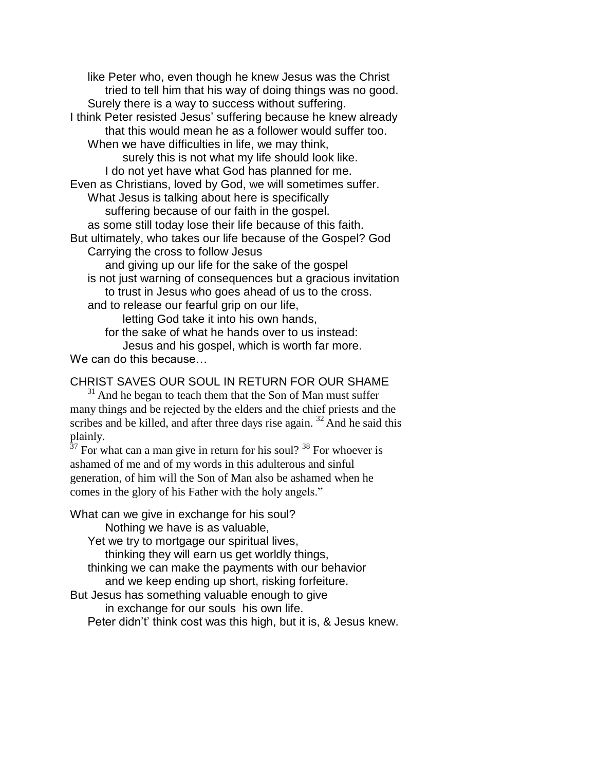like Peter who, even though he knew Jesus was the Christ
tried to tell him that his way of doing things was no good.
Surely there is a way to success without suffering.
I think Peter resisted Jesus' suffering because he knew already
that this would mean he as a follower would suffer too.
When we have difficulties in life, we may think,
surely this is not what my life should look like.
I do not yet have what God has planned for me.
Even as Christians, loved by God, we will sometimes suffer.
What Jesus is talking about here is specifically
suffering because of our faith in the gospel.
as some still today lose their life because of this faith.
But ultimately, who takes our life because of the Gospel? God
Carrying the cross to follow Jesus
and giving up our life for the sake of the gospel
is not just warning of consequences but a gracious invitation
to trust in Jesus who goes ahead of us to the cross.
and to release our fearful grip on our life,
letting God take it into his own hands,
for the sake of what he hands over to us instead:
Jesus and his gospel, which is worth far more.
We can do this because…

CHRIST SAVES OUR SOUL IN RETURN FOR OUR SHAME

[31] And he began to teach them that the Son of Man must suffer many things and be rejected by the elders and the chief priests and the scribes and be killed, and after three days rise again. [32] And he said this plainly.
[37] For what can a man give in return for his soul? [38] For whoever is ashamed of me and of my words in this adulterous and sinful generation, of him will the Son of Man also be ashamed when he comes in the glory of his Father with the holy angels."

What can we give in exchange for his soul?
Nothing we have is as valuable,
Yet we try to mortgage our spiritual lives,
thinking they will earn us get worldly things,
thinking we can make the payments with our behavior
and we keep ending up short, risking forfeiture.
But Jesus has something valuable enough to give
in exchange for our souls his own life.
Peter didn't' think cost was this high, but it is, & Jesus knew.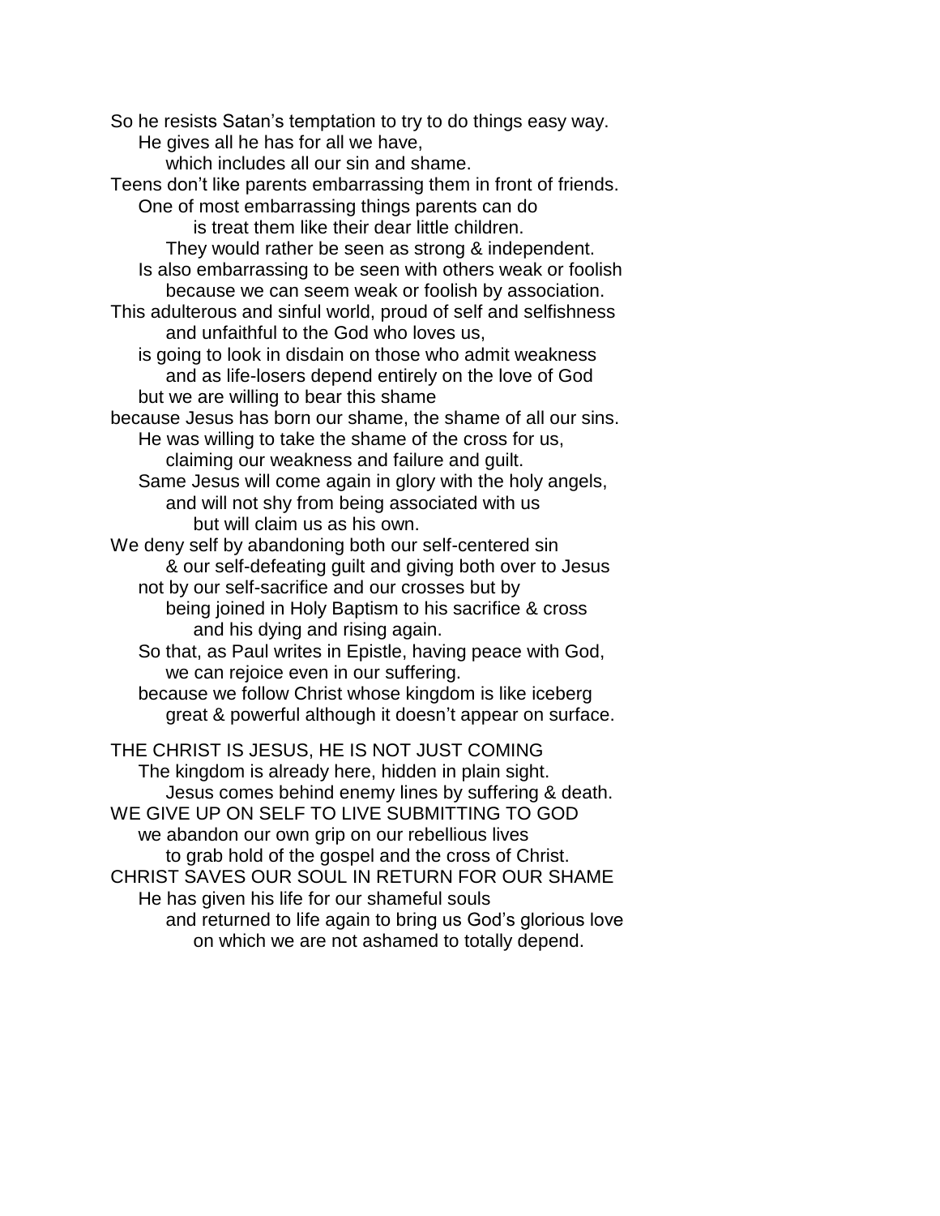So he resists Satan's temptation to try to do things easy way.
He gives all he has for all we have,
which includes all our sin and shame.
Teens don't like parents embarrassing them in front of friends.
One of most embarrassing things parents can do
is treat them like their dear little children.
They would rather be seen as strong & independent.
Is also embarrassing to be seen with others weak or foolish
because we can seem weak or foolish by association.
This adulterous and sinful world, proud of self and selfishness
and unfaithful to the God who loves us,
is going to look in disdain on those who admit weakness
and as life-losers depend entirely on the love of God
but we are willing to bear this shame
because Jesus has born our shame, the shame of all our sins.
He was willing to take the shame of the cross for us,
claiming our weakness and failure and guilt.
Same Jesus will come again in glory with the holy angels,
and will not shy from being associated with us
but will claim us as his own.
We deny self by abandoning both our self-centered sin
& our self-defeating guilt and giving both over to Jesus
not by our self-sacrifice and our crosses but by
being joined in Holy Baptism to his sacrifice & cross
and his dying and rising again.
So that, as Paul writes in Epistle, having peace with God,
we can rejoice even in our suffering.
because we follow Christ whose kingdom is like iceberg
great & powerful although it doesn't appear on surface.

THE CHRIST IS JESUS, HE IS NOT JUST COMING
The kingdom is already here, hidden in plain sight.
Jesus comes behind enemy lines by suffering & death.
WE GIVE UP ON SELF TO LIVE SUBMITTING TO GOD
we abandon our own grip on our rebellious lives
to grab hold of the gospel and the cross of Christ.
CHRIST SAVES OUR SOUL IN RETURN FOR OUR SHAME
He has given his life for our shameful souls
and returned to life again to bring us God's glorious love
on which we are not ashamed to totally depend.